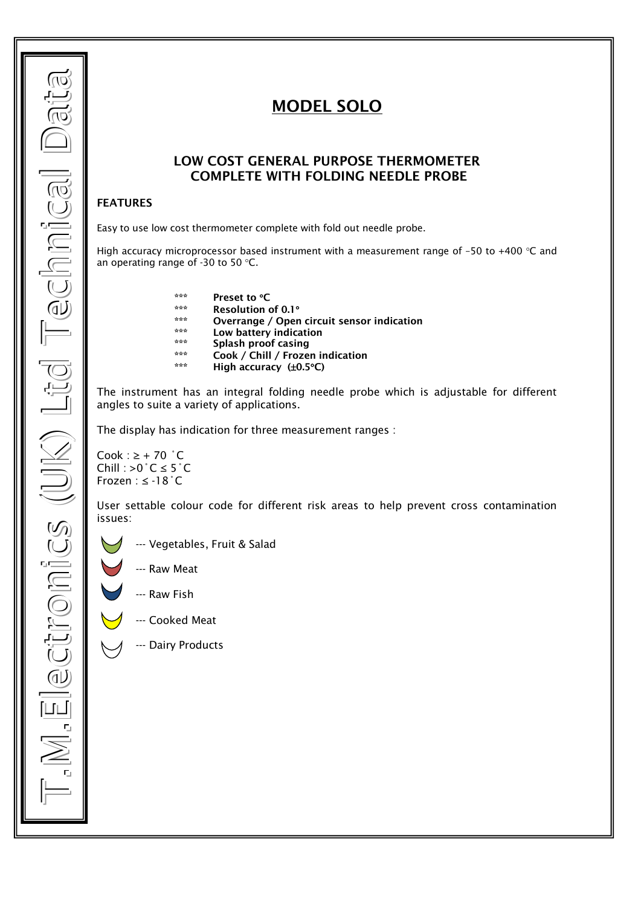# MODEL SOLO

## LOW COST GENERAL PURPOSE THERMOMETER COMPLETE WITH FOLDING NEEDLE PROBE

### FEATURES

Easy to use low cost thermometer complete with fold out needle probe.

High accuracy microprocessor based instrument with a measurement range of –50 to +400 °C and an operating range of -30 to 50 °C.

*** **Preset to °C**
*** **Resolution of 0.1°**
*** **Overrange / Open circuit sensor indication**
*** **Low battery indication**
*** **Splash proof casing**
*** **Cook / Chill / Frozen indication**
*** **High accuracy (±0.5°C)**

The instrument has an integral folding needle probe which is adjustable for different angles to suite a variety of applications.

The display has indication for three measurement ranges :

Cook : ≥ + 70 ˚C
Chill : >0˚C ≤ 5˚C
Frozen : ≤ -18˚C

User settable colour code for different risk areas to help prevent cross contamination issues:

--- Vegetables, Fruit & Salad

--- Raw Meat

--- Raw Fish

--- Cooked Meat

--- Dairy Products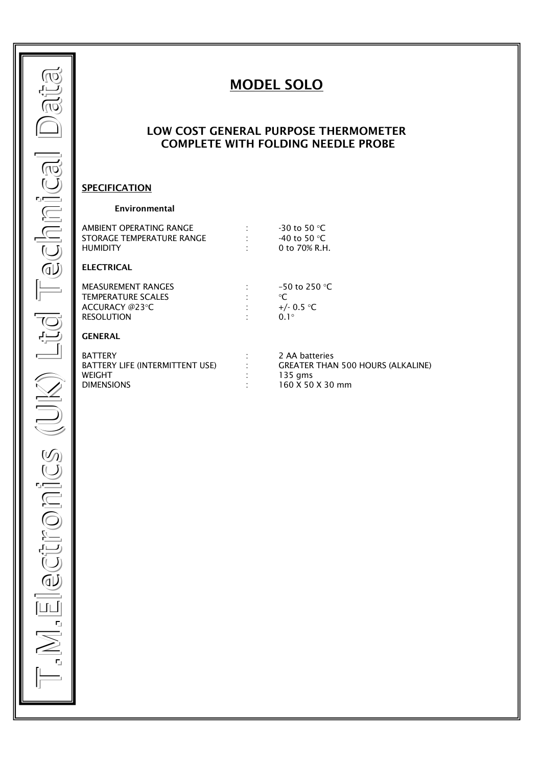# MODEL SOLO

## LOW COST GENERAL PURPOSE THERMOMETER COMPLETE WITH FOLDING NEEDLE PROBE

### SPECIFICATION

**Environmental**

| | | |
|---|---|---|
| AMBIENT OPERATING RANGE | : | -30 to 50 °C |
| STORAGE TEMPERATURE RANGE | : | -40 to 50 °C |
| HUMIDITY | : | 0 to 70% R.H. |

**ELECTRICAL**

| | | |
|---|---|---|
| MEASUREMENT RANGES | : | –50 to 250 °C |
| TEMPERATURE SCALES | : | °C |
| ACCURACY @23°C | : | +/- 0.5 °C |
| RESOLUTION | : | 0.1° |

**GENERAL**

| | | |
|---|---|---|
| BATTERY | : | 2 AA batteries |
| BATTERY LIFE (INTERMITTENT USE) | : | GREATER THAN 500 HOURS (ALKALINE) |
| WEIGHT | : | 135 gms |
| DIMENSIONS | : | 160 X 50 X 30 mm |